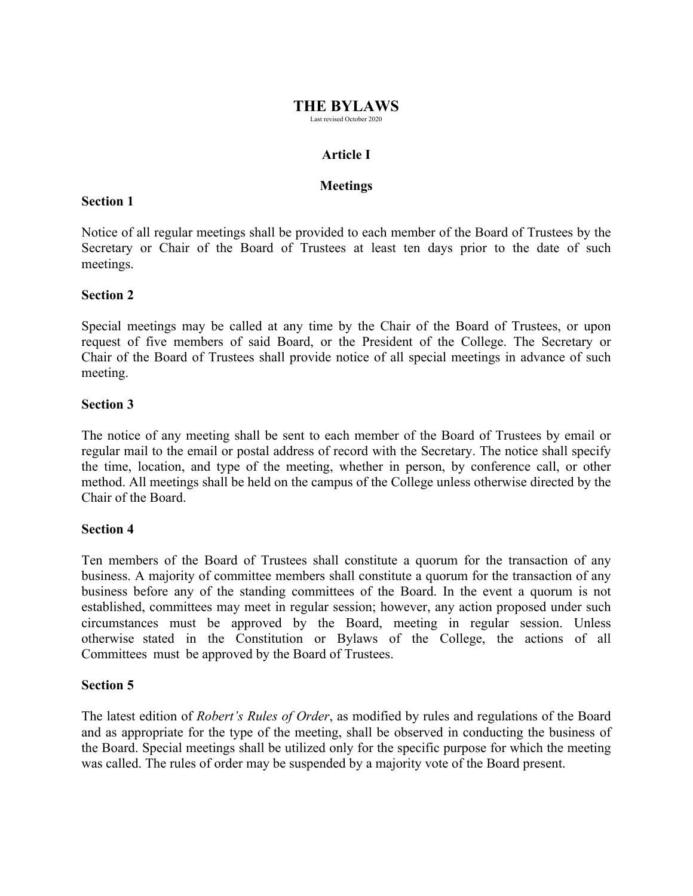# THE BYLAWS

Last revised October 2020

## Article I

## Meetings

### Section 1

Notice of all regular meetings shall be provided to each member of the Board of Trustees by the Secretary or Chair of the Board of Trustees at least ten days prior to the date of such meetings.

### Section 2

Special meetings may be called at any time by the Chair of the Board of Trustees, or upon request of five members of said Board, or the President of the College. The Secretary or Chair of the Board of Trustees shall provide notice of all special meetings in advance of such meeting.

### Section 3

The notice of any meeting shall be sent to each member of the Board of Trustees by email or regular mail to the email or postal address of record with the Secretary. The notice shall specify the time, location, and type of the meeting, whether in person, by conference call, or other method. All meetings shall be held on the campus of the College unless otherwise directed by the Chair of the Board.

### Section 4

Ten members of the Board of Trustees shall constitute a quorum for the transaction of any business. A majority of committee members shall constitute a quorum for the transaction of any business before any of the standing committees of the Board. In the event a quorum is not established, committees may meet in regular session; however, any action proposed under such circumstances must be approved by the Board, meeting in regular session. Unless otherwise stated in the Constitution or Bylaws of the College, the actions of all Committees must be approved by the Board of Trustees.

### Section 5

The latest edition of *Robert's Rules of Order*, as modified by rules and regulations of the Board and as appropriate for the type of the meeting, shall be observed in conducting the business of the Board. Special meetings shall be utilized only for the specific purpose for which the meeting was called. The rules of order may be suspended by a majority vote of the Board present.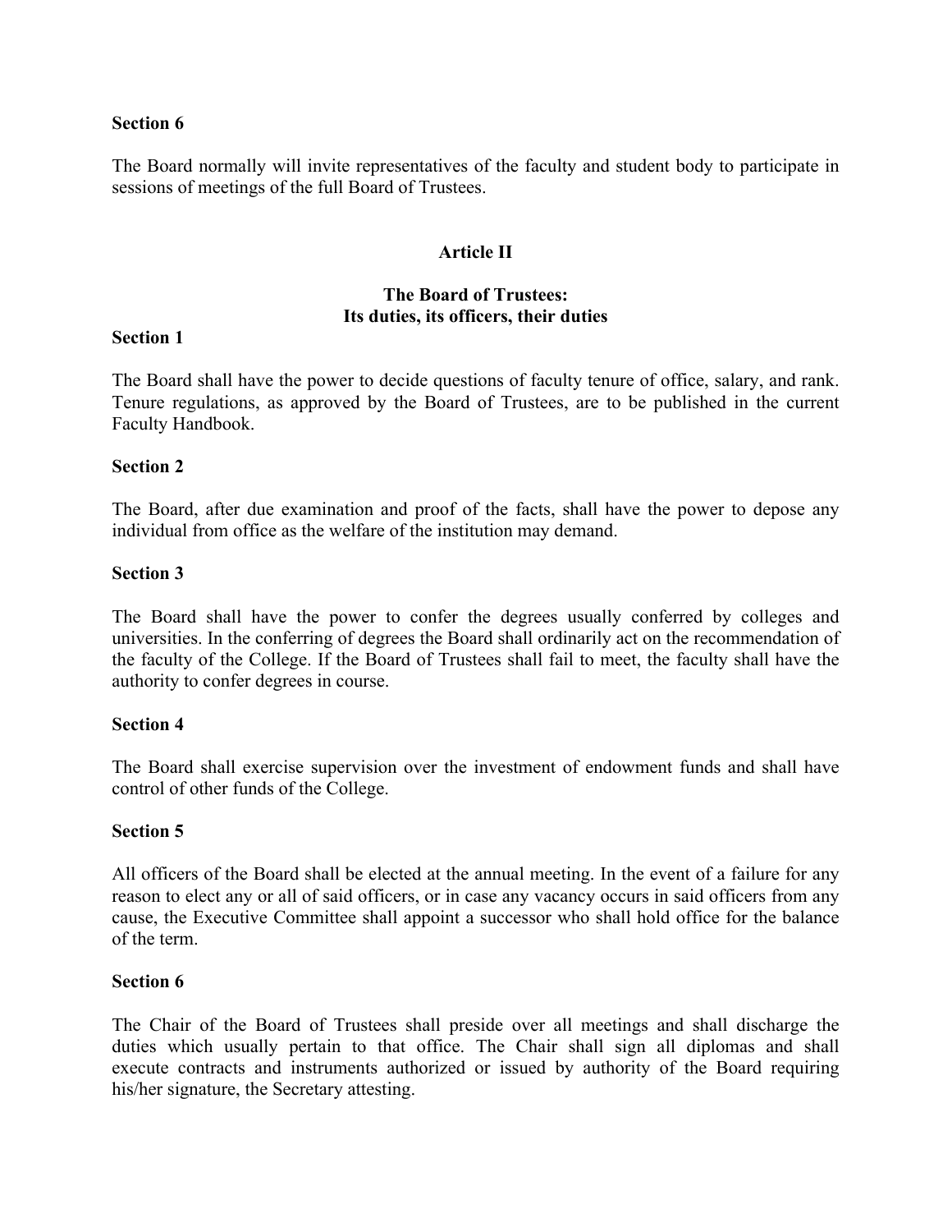**Section 6**

The Board normally will invite representatives of the faculty and student body to participate in sessions of meetings of the full Board of Trustees.

## Article II

### The Board of Trustees: Its duties, its officers, their duties

**Section 1**

The Board shall have the power to decide questions of faculty tenure of office, salary, and rank. Tenure regulations, as approved by the Board of Trustees, are to be published in the current Faculty Handbook.

**Section 2**

The Board, after due examination and proof of the facts, shall have the power to depose any individual from office as the welfare of the institution may demand.

**Section 3**

The Board shall have the power to confer the degrees usually conferred by colleges and universities. In the conferring of degrees the Board shall ordinarily act on the recommendation of the faculty of the College. If the Board of Trustees shall fail to meet, the faculty shall have the authority to confer degrees in course.

**Section 4**

The Board shall exercise supervision over the investment of endowment funds and shall have control of other funds of the College.

**Section 5**

All officers of the Board shall be elected at the annual meeting. In the event of a failure for any reason to elect any or all of said officers, or in case any vacancy occurs in said officers from any cause, the Executive Committee shall appoint a successor who shall hold office for the balance of the term.

**Section 6**

The Chair of the Board of Trustees shall preside over all meetings and shall discharge the duties which usually pertain to that office. The Chair shall sign all diplomas and shall execute contracts and instruments authorized or issued by authority of the Board requiring his/her signature, the Secretary attesting.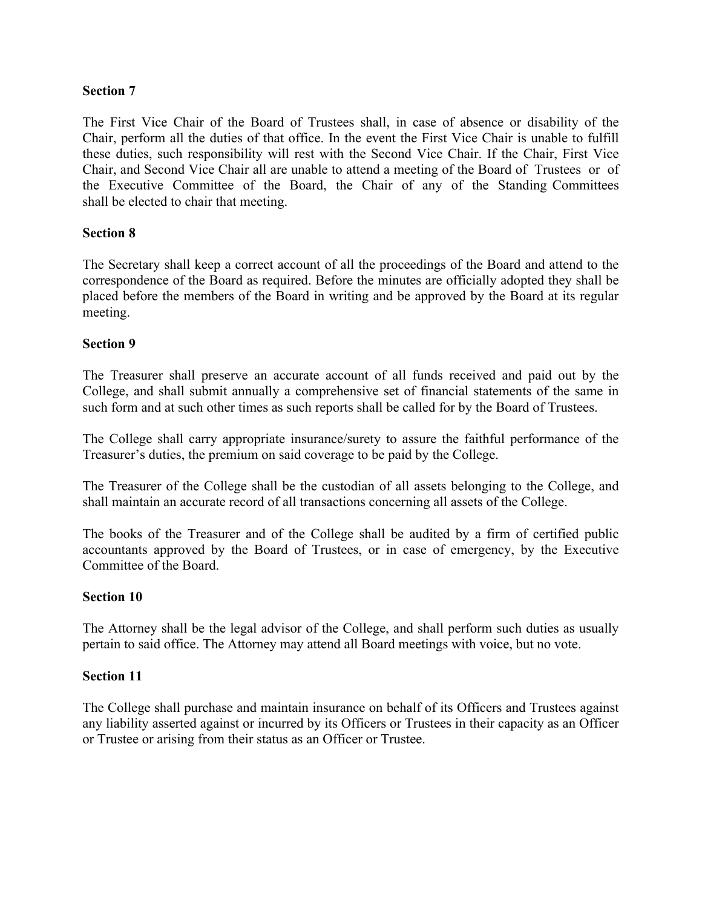**Section 7**

The First Vice Chair of the Board of Trustees shall, in case of absence or disability of the Chair, perform all the duties of that office. In the event the First Vice Chair is unable to fulfill these duties, such responsibility will rest with the Second Vice Chair. If the Chair, First Vice Chair, and Second Vice Chair all are unable to attend a meeting of the Board of Trustees or of the Executive Committee of the Board, the Chair of any of the Standing Committees shall be elected to chair that meeting.

**Section 8**

The Secretary shall keep a correct account of all the proceedings of the Board and attend to the correspondence of the Board as required. Before the minutes are officially adopted they shall be placed before the members of the Board in writing and be approved by the Board at its regular meeting.

**Section 9**

The Treasurer shall preserve an accurate account of all funds received and paid out by the College, and shall submit annually a comprehensive set of financial statements of the same in such form and at such other times as such reports shall be called for by the Board of Trustees.

The College shall carry appropriate insurance/surety to assure the faithful performance of the Treasurer's duties, the premium on said coverage to be paid by the College.

The Treasurer of the College shall be the custodian of all assets belonging to the College, and shall maintain an accurate record of all transactions concerning all assets of the College.

The books of the Treasurer and of the College shall be audited by a firm of certified public accountants approved by the Board of Trustees, or in case of emergency, by the Executive Committee of the Board.

**Section 10**

The Attorney shall be the legal advisor of the College, and shall perform such duties as usually pertain to said office. The Attorney may attend all Board meetings with voice, but no vote.

**Section 11**

The College shall purchase and maintain insurance on behalf of its Officers and Trustees against any liability asserted against or incurred by its Officers or Trustees in their capacity as an Officer or Trustee or arising from their status as an Officer or Trustee.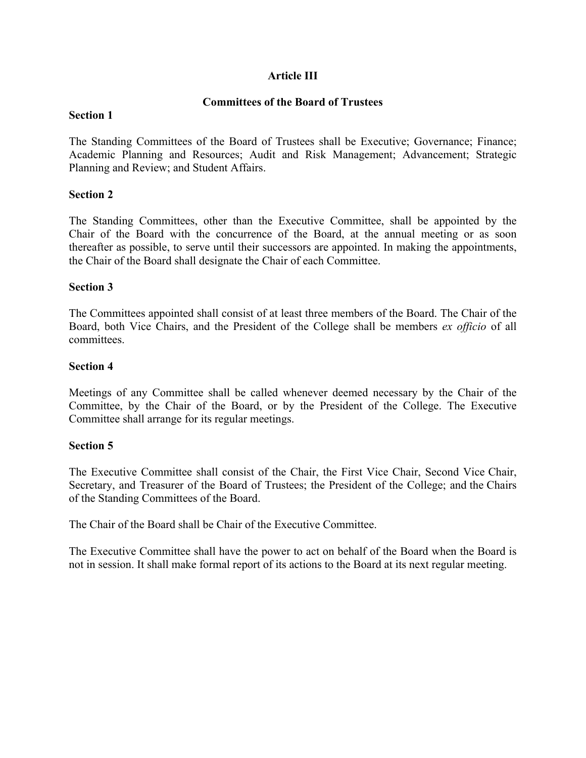## Article III

## Committees of the Board of Trustees

### Section 1

The Standing Committees of the Board of Trustees shall be Executive; Governance; Finance; Academic Planning and Resources; Audit and Risk Management; Advancement; Strategic Planning and Review; and Student Affairs.

### Section 2

The Standing Committees, other than the Executive Committee, shall be appointed by the Chair of the Board with the concurrence of the Board, at the annual meeting or as soon thereafter as possible, to serve until their successors are appointed. In making the appointments, the Chair of the Board shall designate the Chair of each Committee.

### Section 3

The Committees appointed shall consist of at least three members of the Board. The Chair of the Board, both Vice Chairs, and the President of the College shall be members *ex officio* of all committees.

### Section 4

Meetings of any Committee shall be called whenever deemed necessary by the Chair of the Committee, by the Chair of the Board, or by the President of the College. The Executive Committee shall arrange for its regular meetings.

### Section 5

The Executive Committee shall consist of the Chair, the First Vice Chair, Second Vice Chair, Secretary, and Treasurer of the Board of Trustees; the President of the College; and the Chairs of the Standing Committees of the Board.

The Chair of the Board shall be Chair of the Executive Committee.

The Executive Committee shall have the power to act on behalf of the Board when the Board is not in session. It shall make formal report of its actions to the Board at its next regular meeting.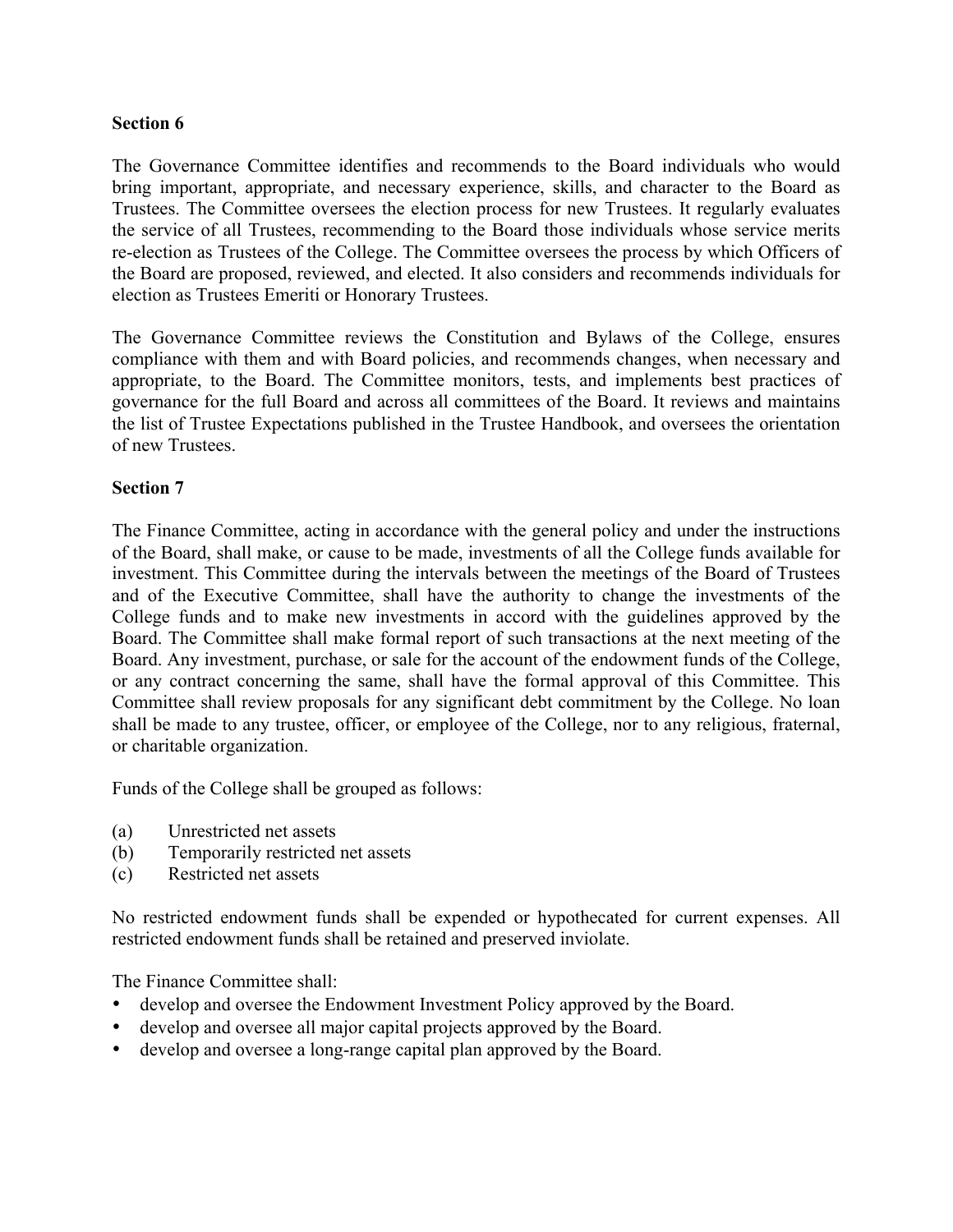**Section 6**

The Governance Committee identifies and recommends to the Board individuals who would bring important, appropriate, and necessary experience, skills, and character to the Board as Trustees. The Committee oversees the election process for new Trustees. It regularly evaluates the service of all Trustees, recommending to the Board those individuals whose service merits re-election as Trustees of the College. The Committee oversees the process by which Officers of the Board are proposed, reviewed, and elected. It also considers and recommends individuals for election as Trustees Emeriti or Honorary Trustees.

The Governance Committee reviews the Constitution and Bylaws of the College, ensures compliance with them and with Board policies, and recommends changes, when necessary and appropriate, to the Board. The Committee monitors, tests, and implements best practices of governance for the full Board and across all committees of the Board. It reviews and maintains the list of Trustee Expectations published in the Trustee Handbook, and oversees the orientation of new Trustees.

**Section 7**

The Finance Committee, acting in accordance with the general policy and under the instructions of the Board, shall make, or cause to be made, investments of all the College funds available for investment. This Committee during the intervals between the meetings of the Board of Trustees and of the Executive Committee, shall have the authority to change the investments of the College funds and to make new investments in accord with the guidelines approved by the Board. The Committee shall make formal report of such transactions at the next meeting of the Board. Any investment, purchase, or sale for the account of the endowment funds of the College, or any contract concerning the same, shall have the formal approval of this Committee. This Committee shall review proposals for any significant debt commitment by the College. No loan shall be made to any trustee, officer, or employee of the College, nor to any religious, fraternal, or charitable organization.

Funds of the College shall be grouped as follows:

(a) Unrestricted net assets
(b) Temporarily restricted net assets
(c) Restricted net assets

No restricted endowment funds shall be expended or hypothecated for current expenses. All restricted endowment funds shall be retained and preserved inviolate.

The Finance Committee shall:

- develop and oversee the Endowment Investment Policy approved by the Board.
- develop and oversee all major capital projects approved by the Board.
- develop and oversee a long-range capital plan approved by the Board.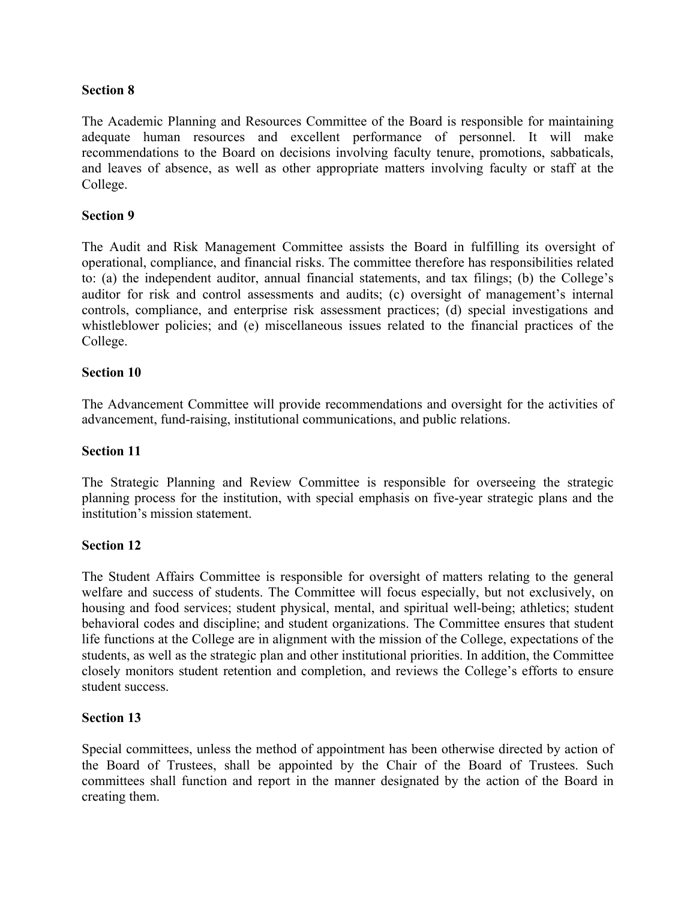**Section 8**

The Academic Planning and Resources Committee of the Board is responsible for maintaining adequate human resources and excellent performance of personnel. It will make recommendations to the Board on decisions involving faculty tenure, promotions, sabbaticals, and leaves of absence, as well as other appropriate matters involving faculty or staff at the College.

**Section 9**

The Audit and Risk Management Committee assists the Board in fulfilling its oversight of operational, compliance, and financial risks. The committee therefore has responsibilities related to: (a) the independent auditor, annual financial statements, and tax filings; (b) the College's auditor for risk and control assessments and audits; (c) oversight of management's internal controls, compliance, and enterprise risk assessment practices; (d) special investigations and whistleblower policies; and (e) miscellaneous issues related to the financial practices of the College.

**Section 10**

The Advancement Committee will provide recommendations and oversight for the activities of advancement, fund-raising, institutional communications, and public relations.

**Section 11**

The Strategic Planning and Review Committee is responsible for overseeing the strategic planning process for the institution, with special emphasis on five-year strategic plans and the institution's mission statement.

**Section 12**

The Student Affairs Committee is responsible for oversight of matters relating to the general welfare and success of students. The Committee will focus especially, but not exclusively, on housing and food services; student physical, mental, and spiritual well-being; athletics; student behavioral codes and discipline; and student organizations. The Committee ensures that student life functions at the College are in alignment with the mission of the College, expectations of the students, as well as the strategic plan and other institutional priorities. In addition, the Committee closely monitors student retention and completion, and reviews the College's efforts to ensure student success.

**Section 13**

Special committees, unless the method of appointment has been otherwise directed by action of the Board of Trustees, shall be appointed by the Chair of the Board of Trustees. Such committees shall function and report in the manner designated by the action of the Board in creating them.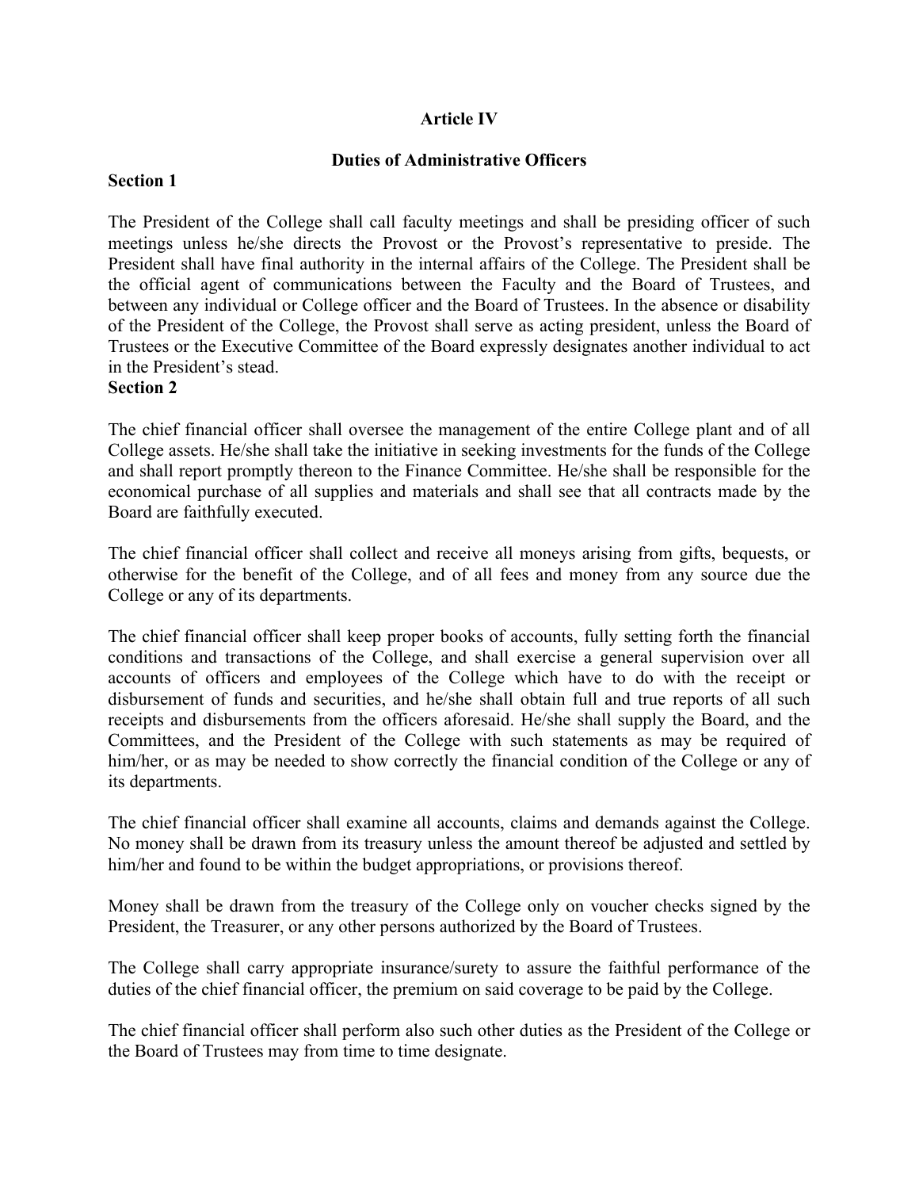## Article IV

### Duties of Administrative Officers

**Section 1**

The President of the College shall call faculty meetings and shall be presiding officer of such meetings unless he/she directs the Provost or the Provost's representative to preside. The President shall have final authority in the internal affairs of the College. The President shall be the official agent of communications between the Faculty and the Board of Trustees, and between any individual or College officer and the Board of Trustees. In the absence or disability of the President of the College, the Provost shall serve as acting president, unless the Board of Trustees or the Executive Committee of the Board expressly designates another individual to act in the President's stead.

**Section 2**

The chief financial officer shall oversee the management of the entire College plant and of all College assets. He/she shall take the initiative in seeking investments for the funds of the College and shall report promptly thereon to the Finance Committee. He/she shall be responsible for the economical purchase of all supplies and materials and shall see that all contracts made by the Board are faithfully executed.

The chief financial officer shall collect and receive all moneys arising from gifts, bequests, or otherwise for the benefit of the College, and of all fees and money from any source due the College or any of its departments.

The chief financial officer shall keep proper books of accounts, fully setting forth the financial conditions and transactions of the College, and shall exercise a general supervision over all accounts of officers and employees of the College which have to do with the receipt or disbursement of funds and securities, and he/she shall obtain full and true reports of all such receipts and disbursements from the officers aforesaid. He/she shall supply the Board, and the Committees, and the President of the College with such statements as may be required of him/her, or as may be needed to show correctly the financial condition of the College or any of its departments.

The chief financial officer shall examine all accounts, claims and demands against the College. No money shall be drawn from its treasury unless the amount thereof be adjusted and settled by him/her and found to be within the budget appropriations, or provisions thereof.

Money shall be drawn from the treasury of the College only on voucher checks signed by the President, the Treasurer, or any other persons authorized by the Board of Trustees.

The College shall carry appropriate insurance/surety to assure the faithful performance of the duties of the chief financial officer, the premium on said coverage to be paid by the College.

The chief financial officer shall perform also such other duties as the President of the College or the Board of Trustees may from time to time designate.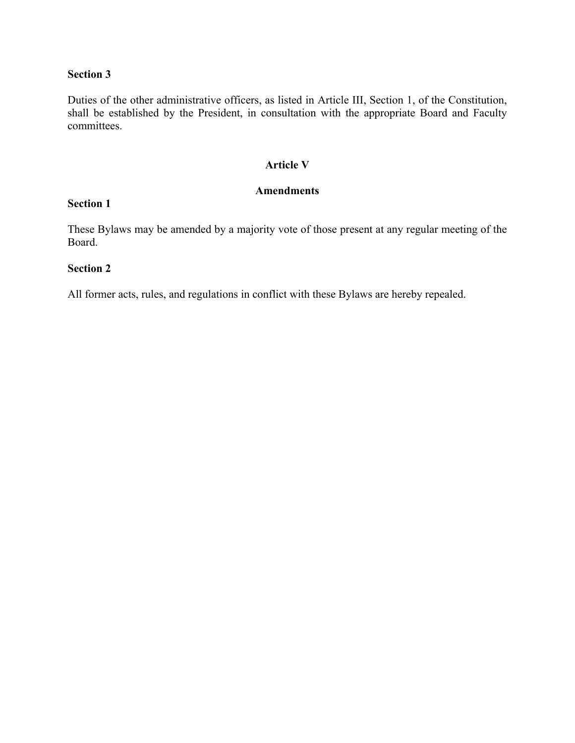**Section 3**

Duties of the other administrative officers, as listed in Article III, Section 1, of the Constitution, shall be established by the President, in consultation with the appropriate Board and Faculty committees.

## Article V

## Amendments

**Section 1**

These Bylaws may be amended by a majority vote of those present at any regular meeting of the Board.

**Section 2**

All former acts, rules, and regulations in conflict with these Bylaws are hereby repealed.